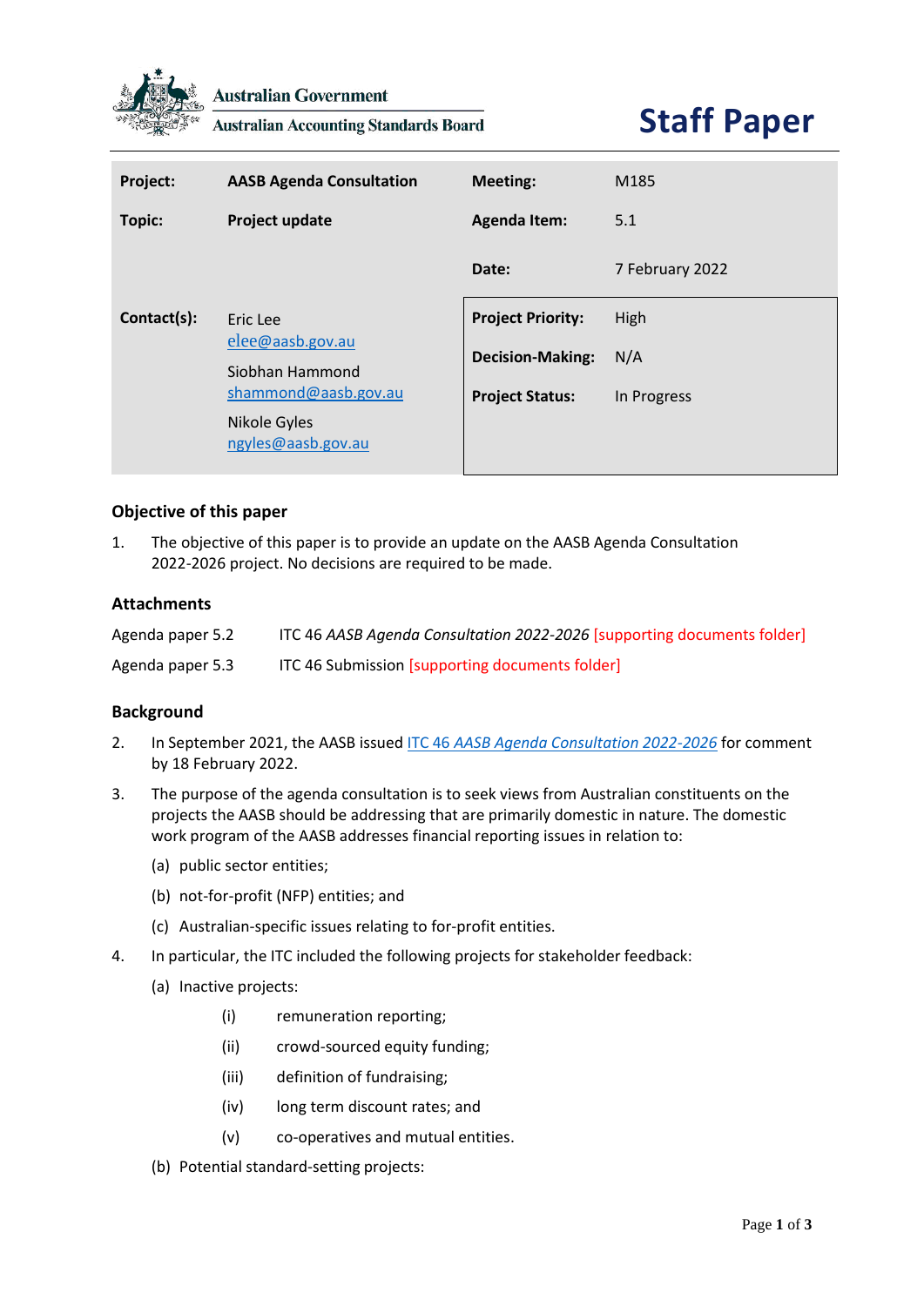Australian Government
Australian Accounting Standards Board

# Staff Paper

| Project: | AASB Agenda Consultation | Meeting: | M185 |
|---|---|---|---|
| Topic: | Project update | Agenda Item: | 5.1 |
| | | Date: | 7 February 2022 |
| Contact(s): | Eric Lee elee@aasb.gov.au Siobhan Hammond shammond@aasb.gov.au Nikole Gyles ngyles@aasb.gov.au | Project Priority: | High |
| | | Decision-Making: | N/A |
| | | Project Status: | In Progress |

## Objective of this paper

1. The objective of this paper is to provide an update on the AASB Agenda Consultation 2022-2026 project. No decisions are required to be made.

## Attachments

| | |
|---|---|
| Agenda paper 5.2 | ITC 46 *AASB Agenda Consultation 2022-2026* [supporting documents folder] |
| Agenda paper 5.3 | ITC 46 Submission [supporting documents folder] |

## Background

2. In September 2021, the AASB issued ITC 46 *AASB Agenda Consultation 2022-2026* for comment by 18 February 2022.

3. The purpose of the agenda consultation is to seek views from Australian constituents on the projects the AASB should be addressing that are primarily domestic in nature. The domestic work program of the AASB addresses financial reporting issues in relation to:

   (a) public sector entities;

   (b) not-for-profit (NFP) entities; and

   (c) Australian-specific issues relating to for-profit entities.

4. In particular, the ITC included the following projects for stakeholder feedback:

   (a) Inactive projects:

      (i) remuneration reporting;

      (ii) crowd-sourced equity funding;

      (iii) definition of fundraising;

      (iv) long term discount rates; and

      (v) co-operatives and mutual entities.

   (b) Potential standard-setting projects: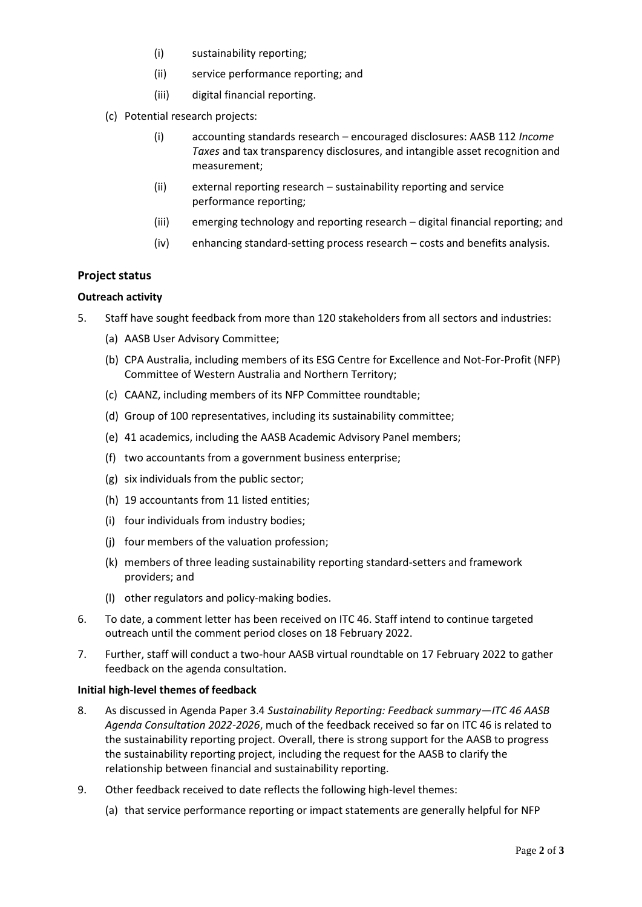(i) sustainability reporting;
  (ii) service performance reporting; and
  (iii) digital financial reporting.

(c) Potential research projects:
  (i) accounting standards research – encouraged disclosures: AASB 112 *Income Taxes* and tax transparency disclosures, and intangible asset recognition and measurement;
  (ii) external reporting research – sustainability reporting and service performance reporting;
  (iii) emerging technology and reporting research – digital financial reporting; and
  (iv) enhancing standard-setting process research – costs and benefits analysis.

## Project status

### Outreach activity

5. Staff have sought feedback from more than 120 stakeholders from all sectors and industries:
   (a) AASB User Advisory Committee;
   (b) CPA Australia, including members of its ESG Centre for Excellence and Not-For-Profit (NFP) Committee of Western Australia and Northern Territory;
   (c) CAANZ, including members of its NFP Committee roundtable;
   (d) Group of 100 representatives, including its sustainability committee;
   (e) 41 academics, including the AASB Academic Advisory Panel members;
   (f) two accountants from a government business enterprise;
   (g) six individuals from the public sector;
   (h) 19 accountants from 11 listed entities;
   (i) four individuals from industry bodies;
   (j) four members of the valuation profession;
   (k) members of three leading sustainability reporting standard-setters and framework providers; and
   (l) other regulators and policy-making bodies.

6. To date, a comment letter has been received on ITC 46. Staff intend to continue targeted outreach until the comment period closes on 18 February 2022.

7. Further, staff will conduct a two-hour AASB virtual roundtable on 17 February 2022 to gather feedback on the agenda consultation.

### Initial high-level themes of feedback

8. As discussed in Agenda Paper 3.4 *Sustainability Reporting: Feedback summary—ITC 46 AASB Agenda Consultation 2022-2026*, much of the feedback received so far on ITC 46 is related to the sustainability reporting project. Overall, there is strong support for the AASB to progress the sustainability reporting project, including the request for the AASB to clarify the relationship between financial and sustainability reporting.

9. Other feedback received to date reflects the following high-level themes:
   (a) that service performance reporting or impact statements are generally helpful for NFP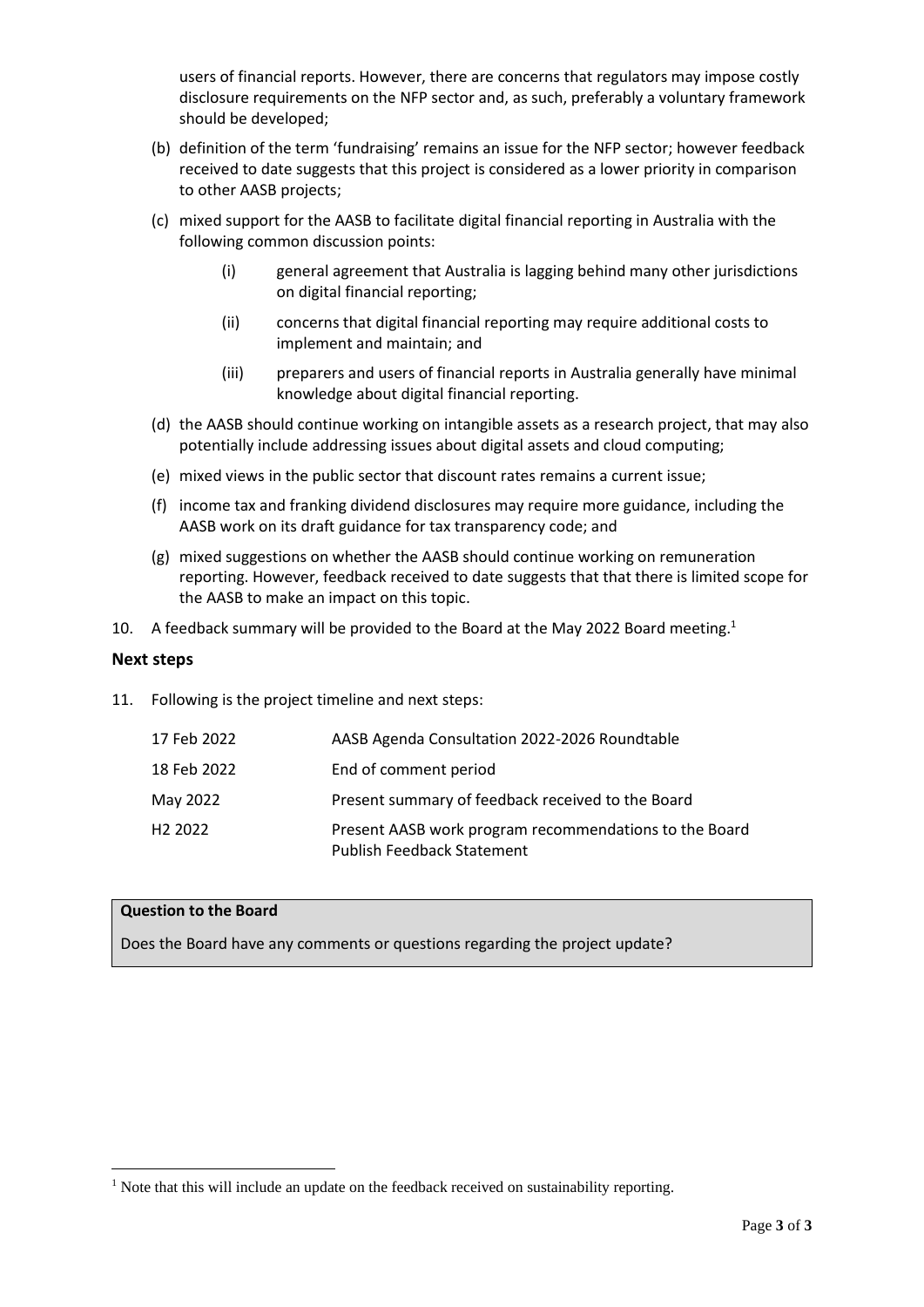users of financial reports. However, there are concerns that regulators may impose costly disclosure requirements on the NFP sector and, as such, preferably a voluntary framework should be developed;

(b) definition of the term 'fundraising' remains an issue for the NFP sector; however feedback received to date suggests that this project is considered as a lower priority in comparison to other AASB projects;

(c) mixed support for the AASB to facilitate digital financial reporting in Australia with the following common discussion points:

   (i) general agreement that Australia is lagging behind many other jurisdictions on digital financial reporting;

   (ii) concerns that digital financial reporting may require additional costs to implement and maintain; and

   (iii) preparers and users of financial reports in Australia generally have minimal knowledge about digital financial reporting.

(d) the AASB should continue working on intangible assets as a research project, that may also potentially include addressing issues about digital assets and cloud computing;

(e) mixed views in the public sector that discount rates remains a current issue;

(f) income tax and franking dividend disclosures may require more guidance, including the AASB work on its draft guidance for tax transparency code; and

(g) mixed suggestions on whether the AASB should continue working on remuneration reporting. However, feedback received to date suggests that that there is limited scope for the AASB to make an impact on this topic.

10. A feedback summary will be provided to the Board at the May 2022 Board meeting.[1]

## Next steps

11. Following is the project timeline and next steps:

| | |
|---|---|
| 17 Feb 2022 | AASB Agenda Consultation 2022-2026 Roundtable |
| 18 Feb 2022 | End of comment period |
| May 2022 | Present summary of feedback received to the Board |
| H2 2022 | Present AASB work program recommendations to the Board<br>Publish Feedback Statement |

**Question to the Board**

Does the Board have any comments or questions regarding the project update?

[1] Note that this will include an update on the feedback received on sustainability reporting.